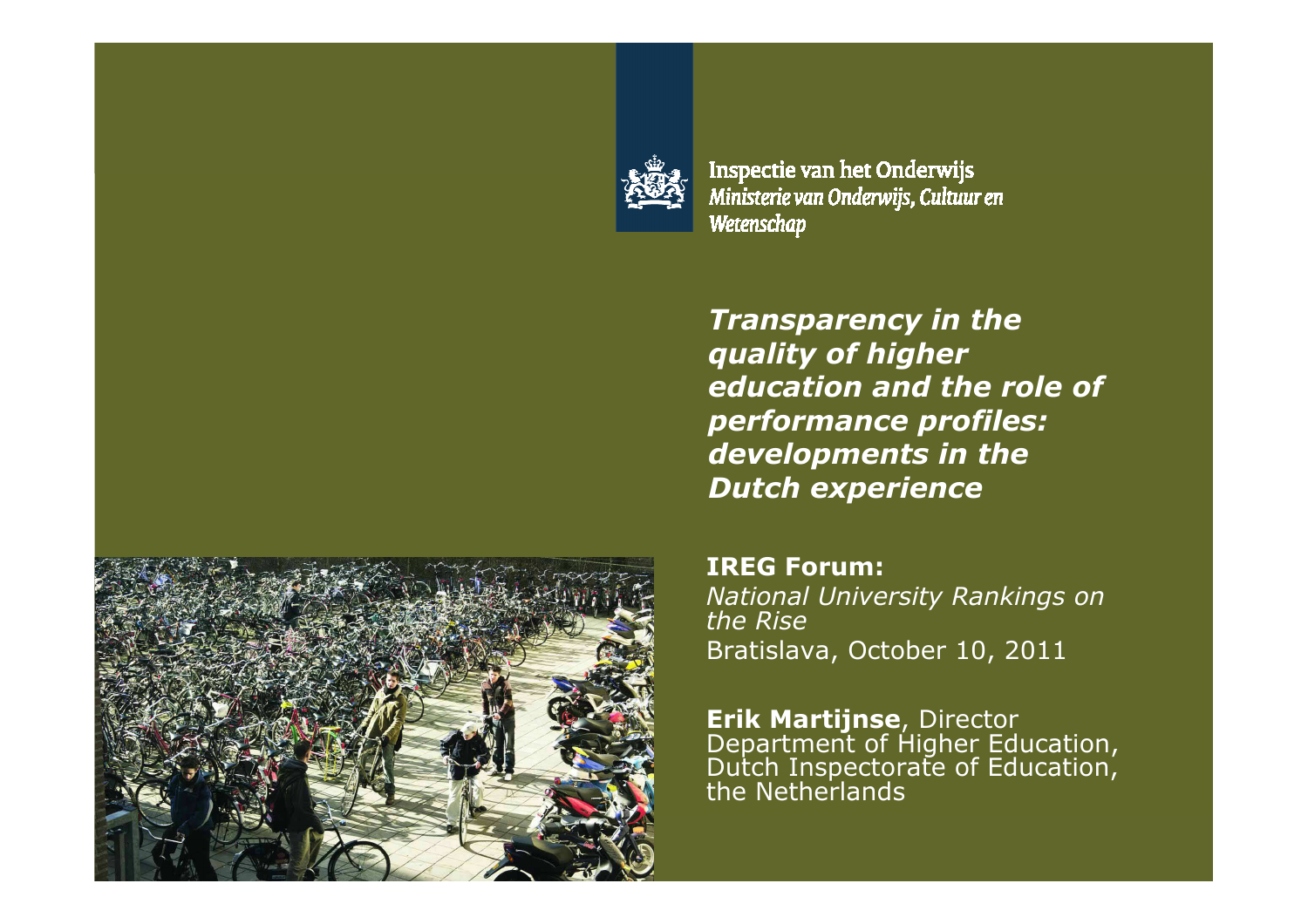Inspectie van het Onderwijs
*Ministerie van Onderwijs, Cultuur en Wetenschap*

# *Transparency in the quality of higher education and the role of performance profiles: developments in the Dutch experience*

**IREG Forum:**
*National University Rankings on the Rise*
Bratislava, October 10, 2011

**Erik Martijnse**, Director
Department of Higher Education,
Dutch Inspectorate of Education,
the Netherlands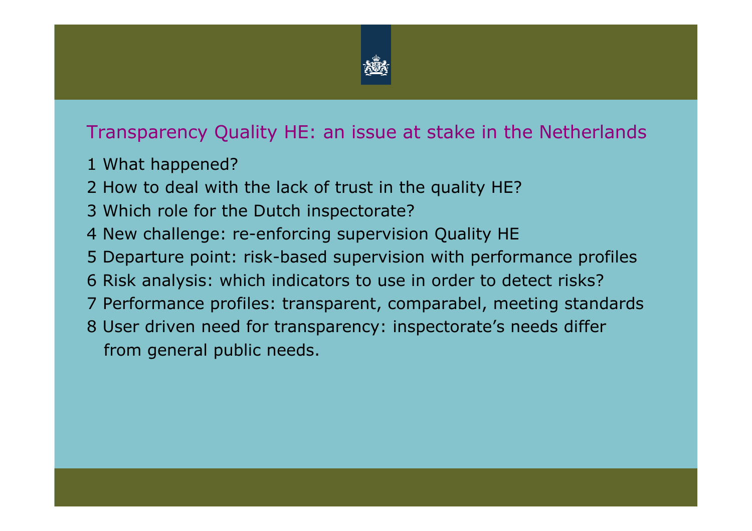## Transparency Quality HE: an issue at stake in the Netherlands

1 What happened?

2 How to deal with the lack of trust in the quality HE?

3 Which role for the Dutch inspectorate?

4 New challenge: re-enforcing supervision Quality HE

5 Departure point: risk-based supervision with performance profiles

6 Risk analysis: which indicators to use in order to detect risks?

7 Performance profiles: transparent, comparabel, meeting standards

8 User driven need for transparency: inspectorate's needs differ from general public needs.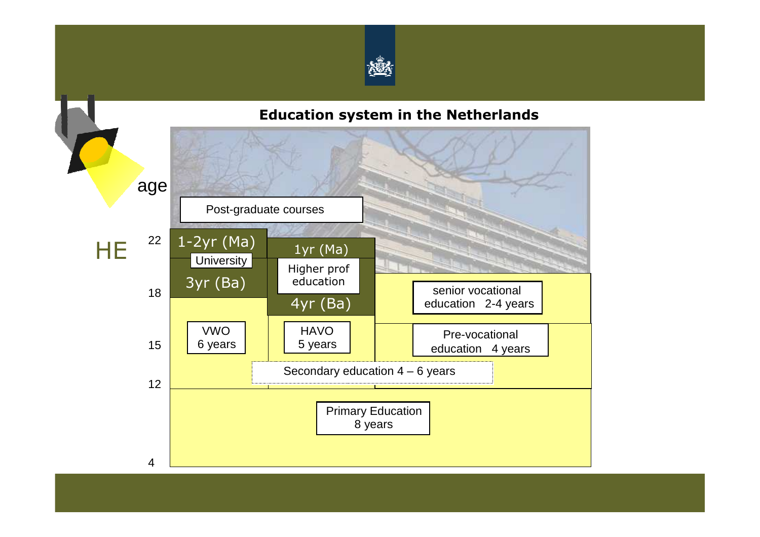# Education system in the Netherlands

age

HE

22

18

15

12

4

Post-graduate courses

1-2yr (Ma)

University

3yr (Ba)

1yr (Ma)

Higher prof education

4yr (Ba)

senior vocational education 2-4 years

VWO 6 years

HAVO 5 years

Pre-vocational education 4 years

Secondary education 4 – 6 years

Primary Education 8 years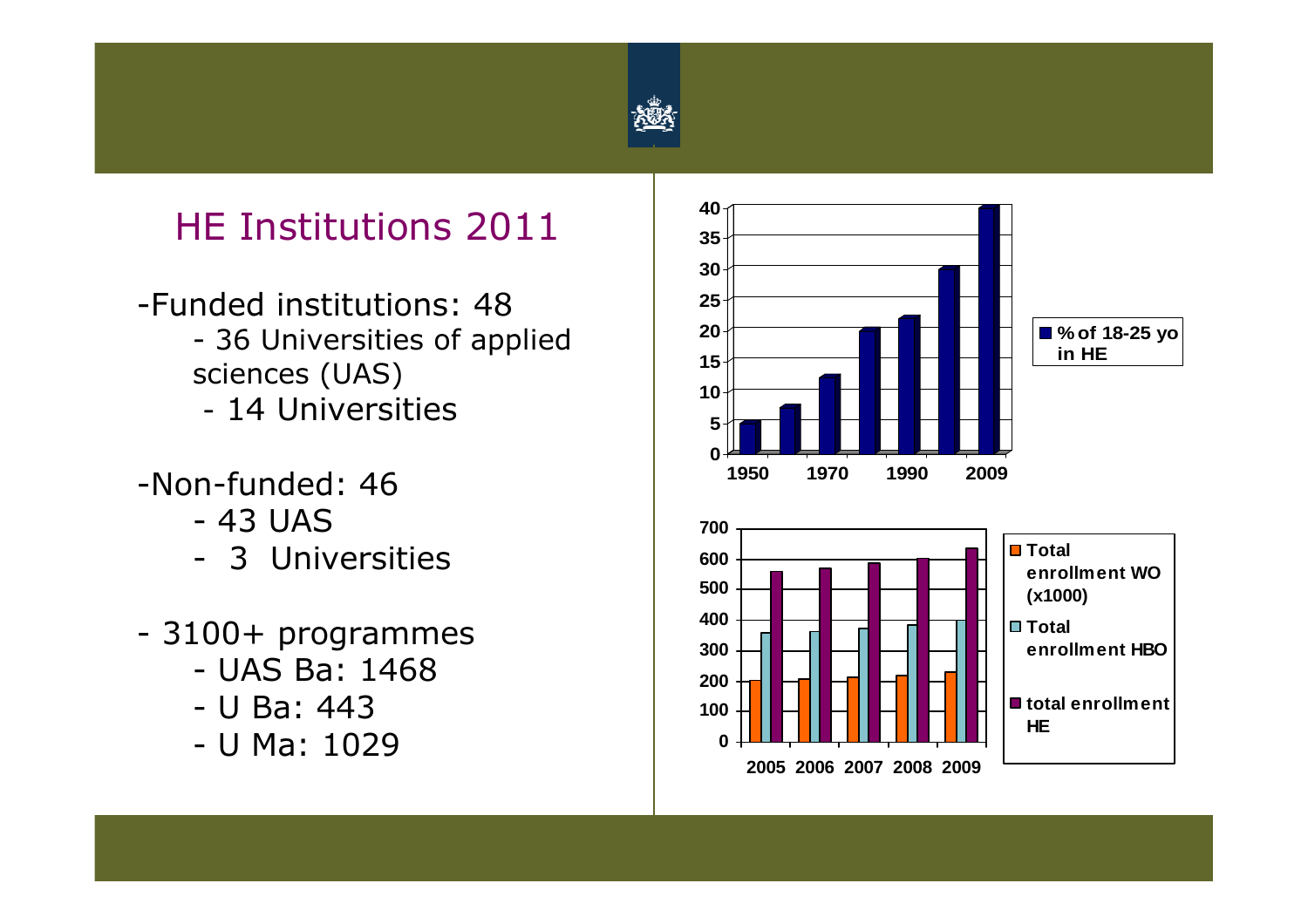## HE Institutions 2011

- Funded institutions: 48
  - 36 Universities of applied sciences (UAS)
  - 14 Universities
- Non-funded: 46
  - 43 UAS
  - 3 Universities
- 3100+ programmes
  - UAS Ba: 1468
  - U Ba: 443
  - U Ma: 1029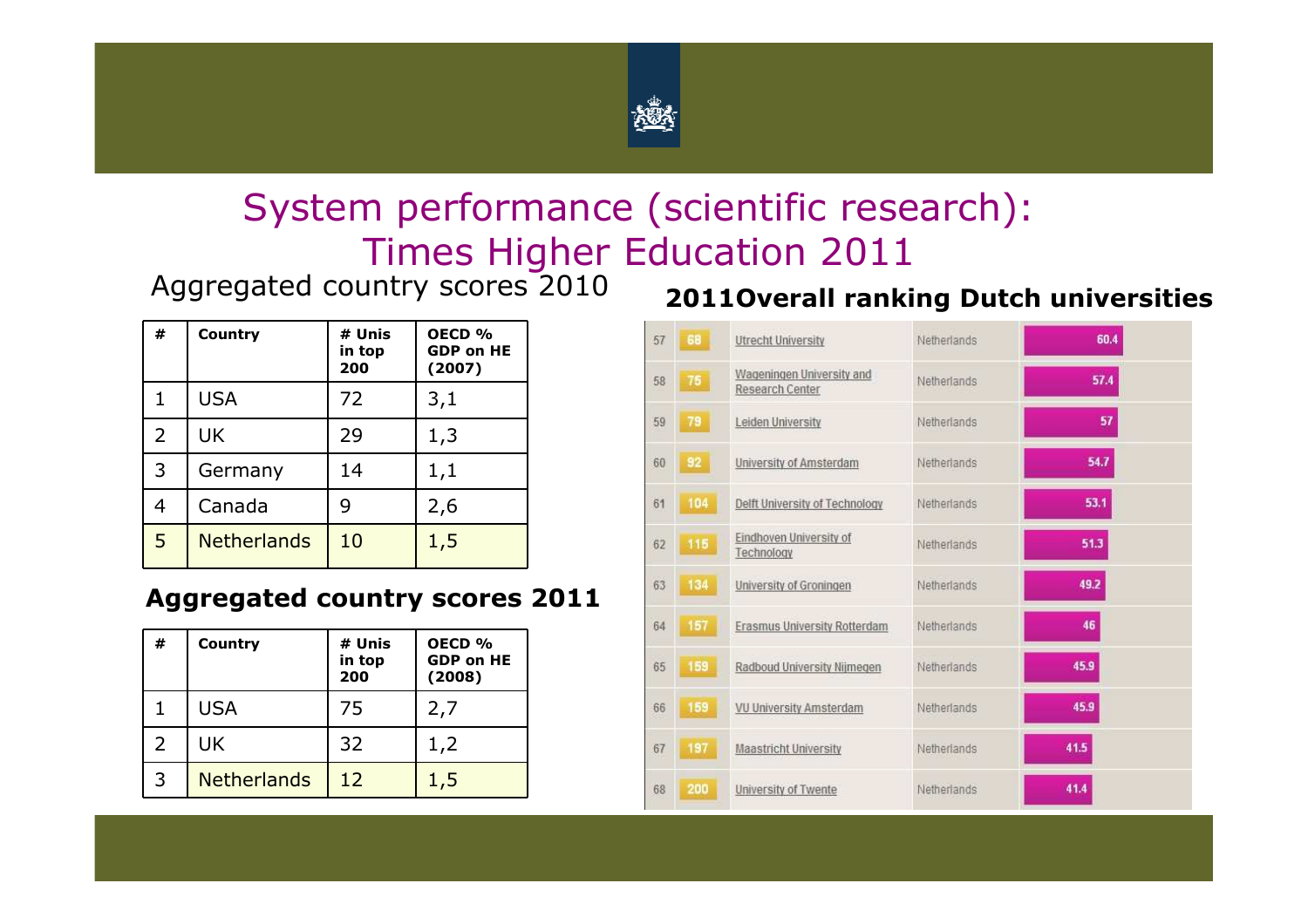# System performance (scientific research): Times Higher Education 2011

## Aggregated country scores 2010

| # | Country | # Unis in top 200 | OECD % GDP on HE (2007) |
|---|---|---|---|
| 1 | USA | 72 | 3,1 |
| 2 | UK | 29 | 1,3 |
| 3 | Germany | 14 | 1,1 |
| 4 | Canada | 9 | 2,6 |
| 5 | Netherlands | 10 | 1,5 |

## Aggregated country scores 2011

| # | Country | # Unis in top 200 | OECD % GDP on HE (2008) |
|---|---|---|---|
| 1 | USA | 75 | 2,7 |
| 2 | UK | 32 | 1,2 |
| 3 | Netherlands | 12 | 1,5 |

## 2011Overall ranking Dutch universities

| | | | | |
|---|---|---|---|---|
| 57 | 68 | Utrecht University | Netherlands | 60.4 |
| 58 | 76 | Wageningen University and Research Center | Netherlands | 57.4 |
| 59 | 79 | Leiden University | Netherlands | 57 |
| 60 | 92 | University of Amsterdam | Netherlands | 54.7 |
| 61 | 104 | Delft University of Technology | Netherlands | 53.1 |
| 62 | 115 | Eindhoven University of Technology | Netherlands | 51.3 |
| 63 | 134 | University of Groningen | Netherlands | 49.2 |
| 64 | 157 | Erasmus University Rotterdam | Netherlands | 46 |
| 65 | 159 | Radboud University Nijmegen | Netherlands | 45.9 |
| 66 | 159 | VU University Amsterdam | Netherlands | 45.9 |
| 67 | 197 | Maastricht University | Netherlands | 41.5 |
| 68 | 200 | University of Twente | Netherlands | 41.4 |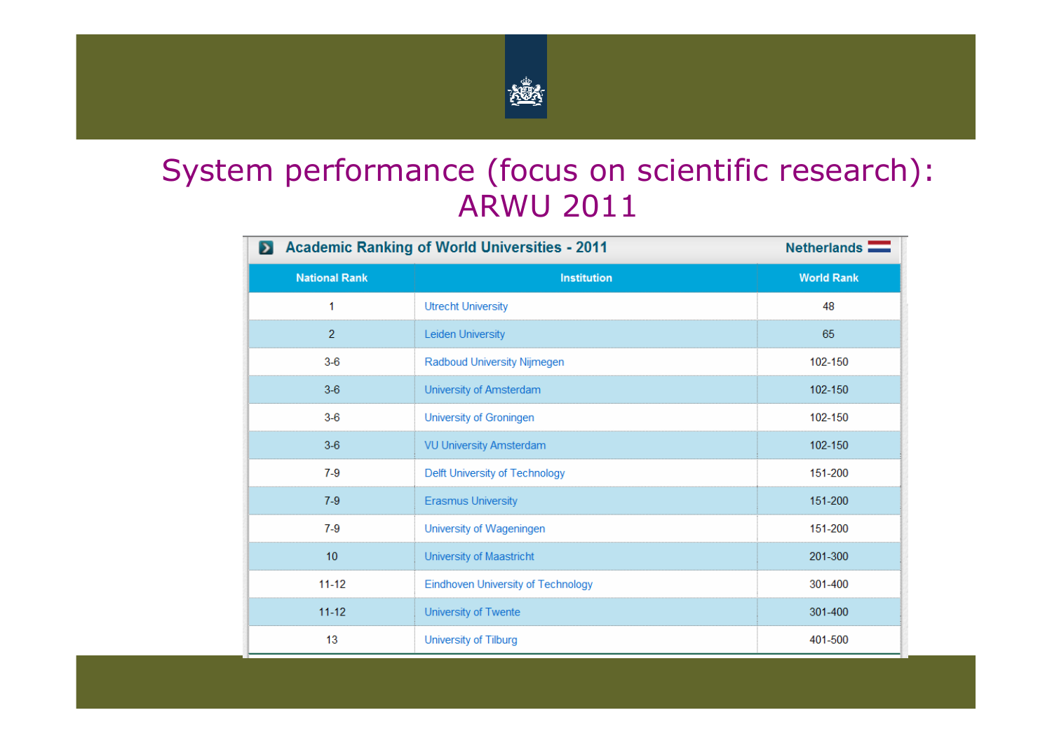# System performance (focus on scientific research): ARWU 2011

**Academic Ranking of World Universities - 2011** — **Netherlands**

| National Rank | Institution | World Rank |
|---|---|---|
| 1 | Utrecht University | 48 |
| 2 | Leiden University | 65 |
| 3-6 | Radboud University Nijmegen | 102-150 |
| 3-6 | University of Amsterdam | 102-150 |
| 3-6 | University of Groningen | 102-150 |
| 3-6 | VU University Amsterdam | 102-150 |
| 7-9 | Delft University of Technology | 151-200 |
| 7-9 | Erasmus University | 151-200 |
| 7-9 | University of Wageningen | 151-200 |
| 10 | University of Maastricht | 201-300 |
| 11-12 | Eindhoven University of Technology | 301-400 |
| 11-12 | University of Twente | 301-400 |
| 13 | University of Tilburg | 401-500 |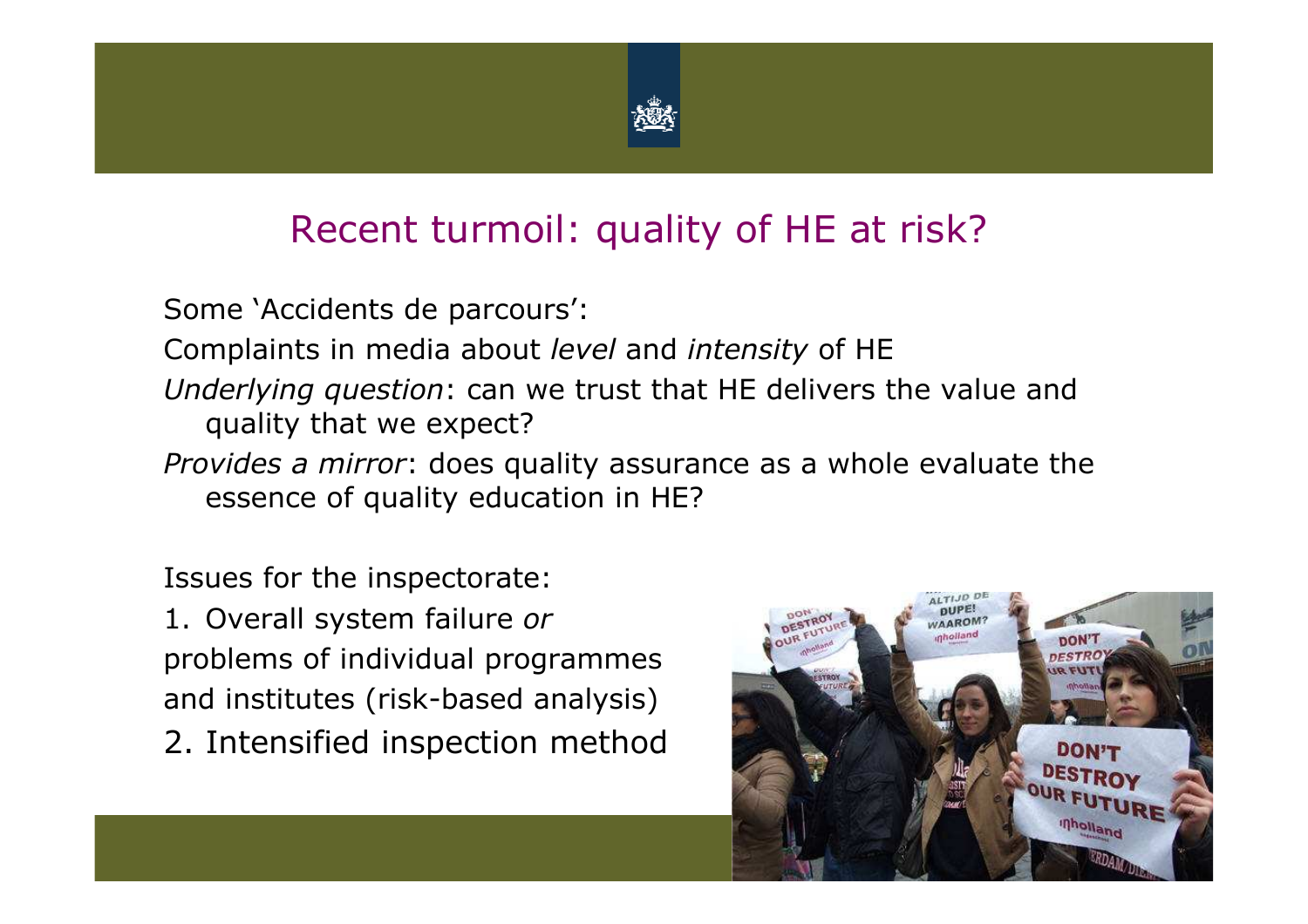## Recent turmoil: quality of HE at risk?

Some 'Accidents de parcours':

Complaints in media about *level* and *intensity* of HE

*Underlying question*: can we trust that HE delivers the value and quality that we expect?

*Provides a mirror*: does quality assurance as a whole evaluate the essence of quality education in HE?

Issues for the inspectorate:

1. Overall system failure *or* problems of individual programmes and institutes (risk-based analysis)
2. Intensified inspection method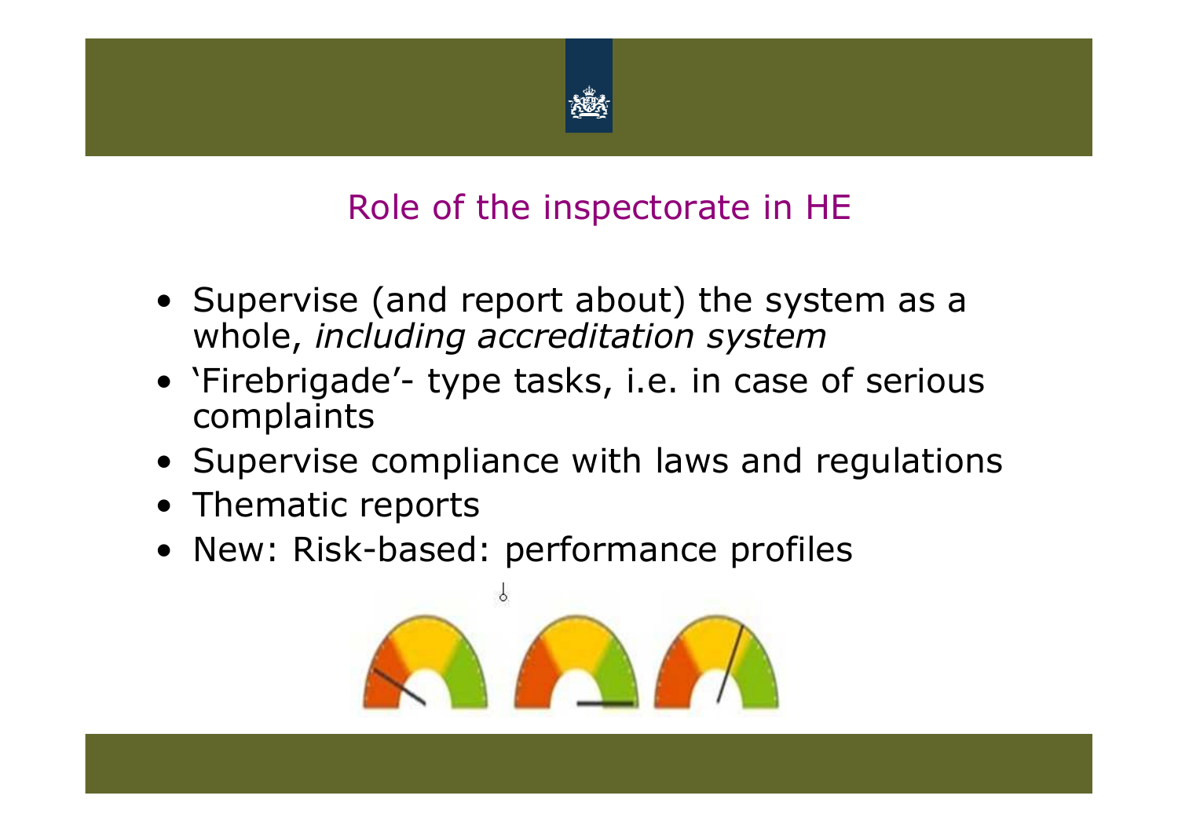## Role of the inspectorate in HE

- Supervise (and report about) the system as a whole, *including accreditation system*
- 'Firebrigade'- type tasks, i.e. in case of serious complaints
- Supervise compliance with laws and regulations
- Thematic reports
- New: Risk-based: performance profiles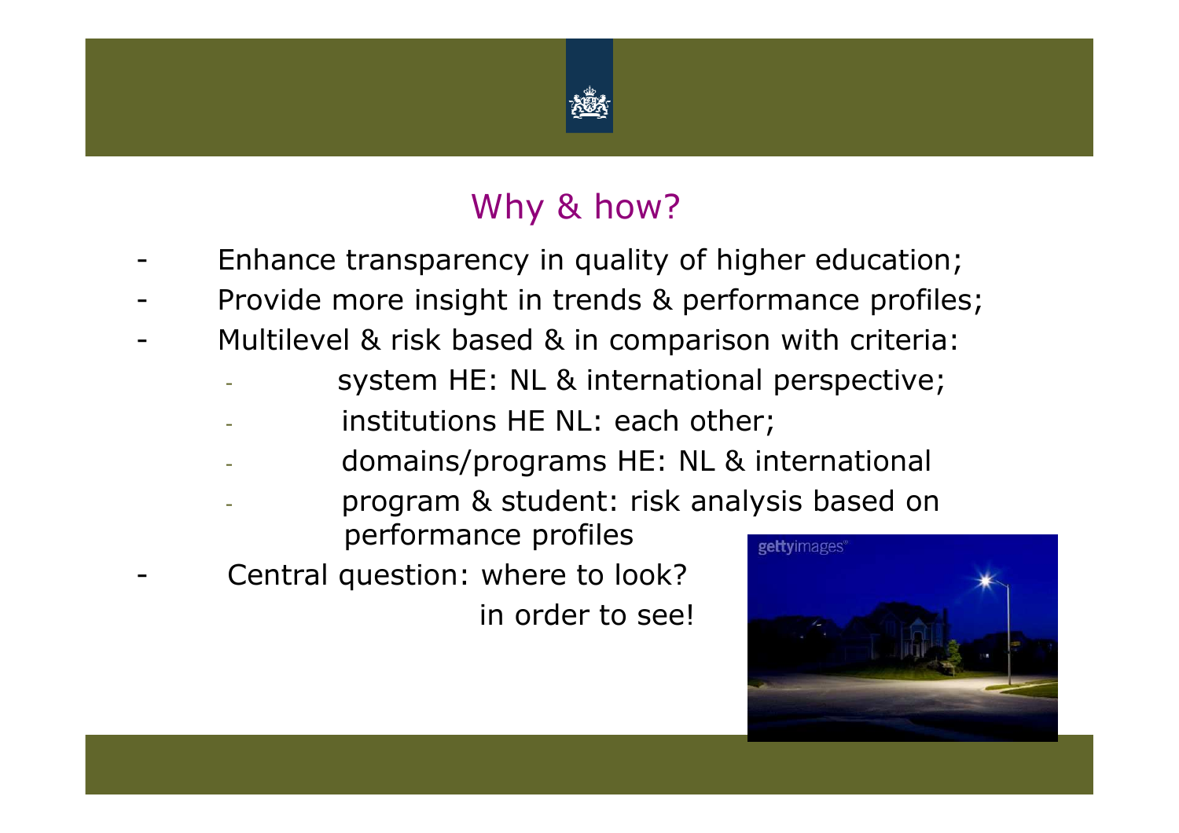## Why & how?

- Enhance transparency in quality of higher education;
- Provide more insight in trends & performance profiles;
- Multilevel & risk based & in comparison with criteria:
  - system HE: NL & international perspective;
  - institutions HE NL: each other;
  - domains/programs HE: NL & international
  - program & student: risk analysis based on performance profiles
- Central question: where to look?
  in order to see!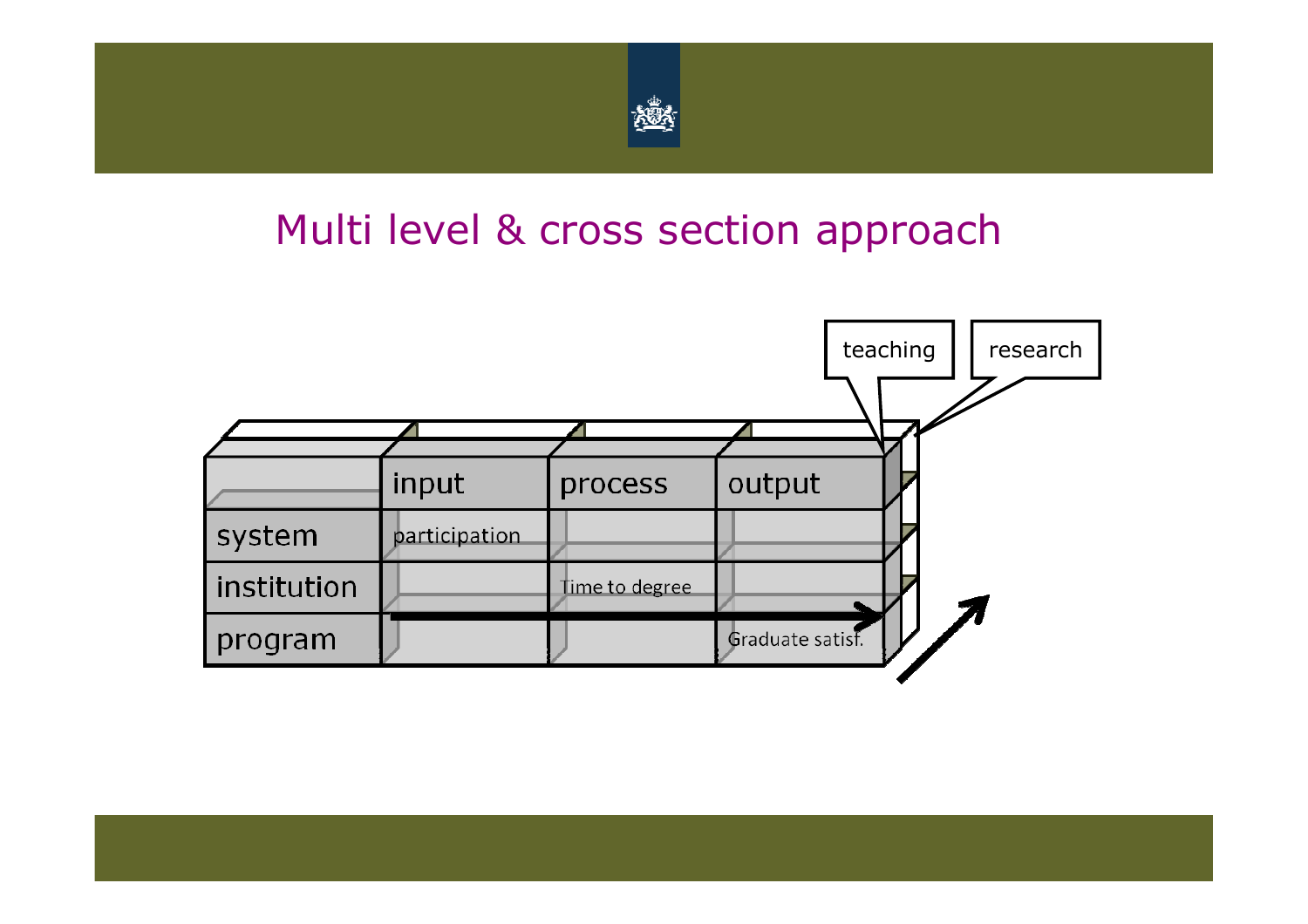# Multi level & cross section approach

|  | input | process | output |
|---|---|---|---|
| system | participation |  |  |
| institution |  | Time to degree |  |
| program |  |  | Graduate satisf. |

teaching

research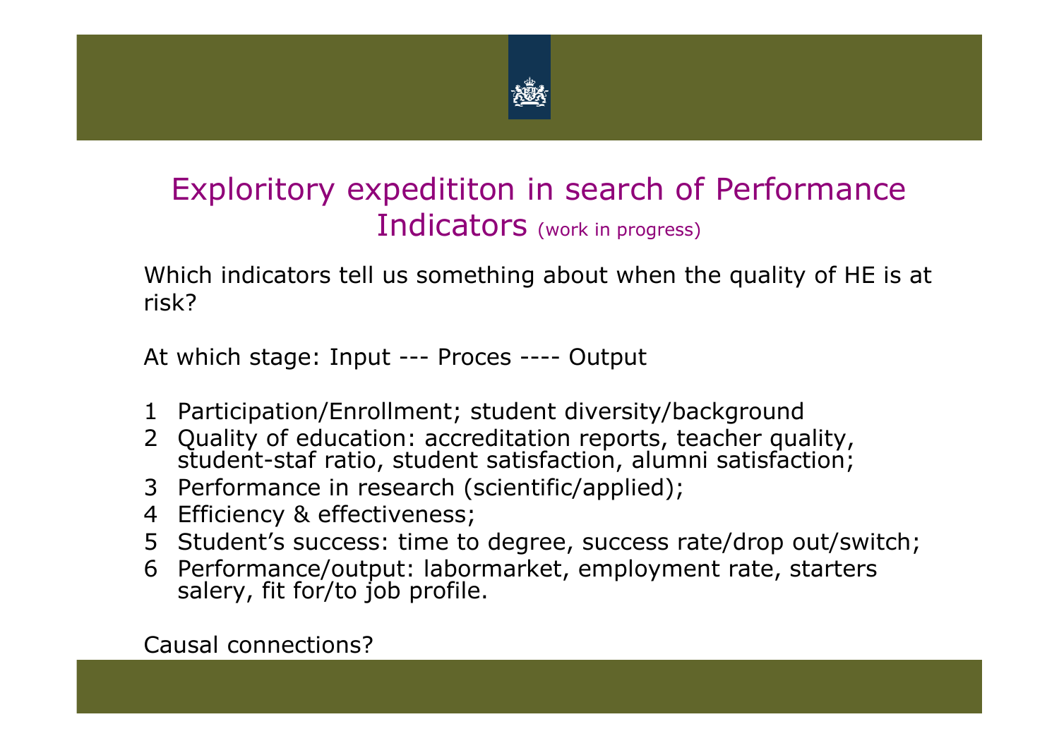# Exploritory expedititon in search of Performance Indicators (work in progress)

Which indicators tell us something about when the quality of HE is at risk?

At which stage: Input --- Proces ---- Output

1. Participation/Enrollment; student diversity/background
2. Quality of education: accreditation reports, teacher quality, student-staf ratio, student satisfaction, alumni satisfaction;
3. Performance in research (scientific/applied);
4. Efficiency & effectiveness;
5. Student's success: time to degree, success rate/drop out/switch;
6. Performance/output: labormarket, employment rate, starters salery, fit for/to job profile.

Causal connections?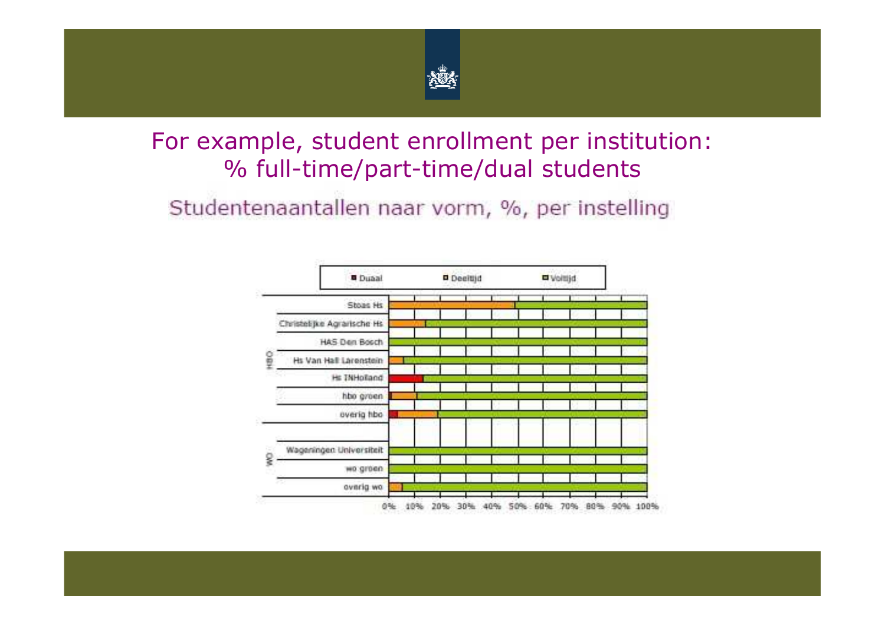# For example, student enrollment per institution: % full-time/part-time/dual students

Studentenaantallen naar vorm, %, per instelling

■ Duaal ■ Deeltijd ■ Voltijd

HBO:
- Stoas Hs
- Christelijke Agrarische Hs
- HAS Den Bosch
- Hs Van Hall Larenstein
- Hs INHolland
- hbo groen
- overig hbo

WO:
- Wageningen Universiteit
- wo groen
- overig wo

0% 10% 20% 30% 40% 50% 60% 70% 80% 90% 100%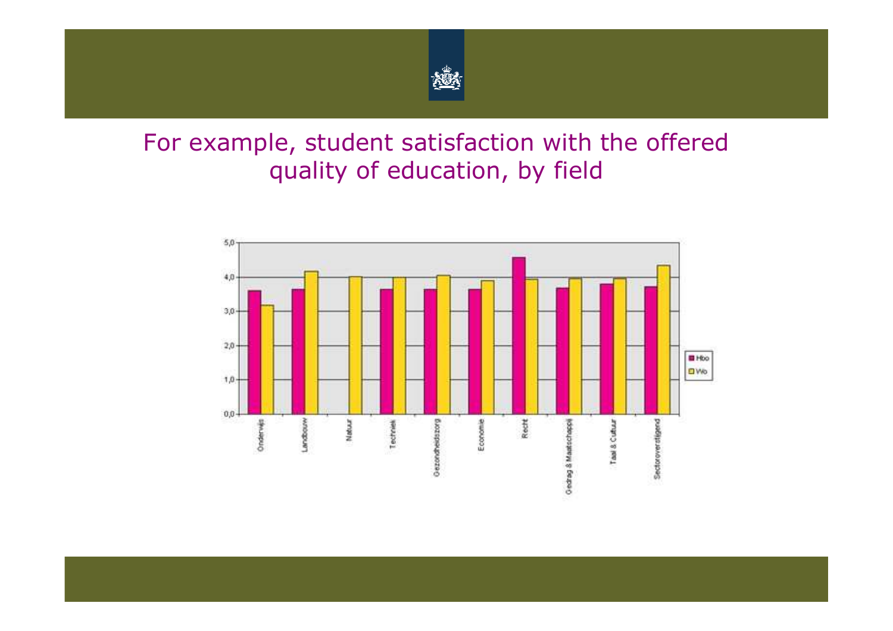# For example, student satisfaction with the offered quality of education, by field

| | Hbo | Wo |
|---|---|---|
| Onderwijs | 3,6 | 3,2 |
| Landbouw | 3,6 | 4,2 |
| Natuur | | 4,0 |
| Techniek | 3,6 | 4,0 |
| Gezondheidszorg | 3,6 | 4,0 |
| Economie | 3,6 | 3,9 |
| Recht | 4,6 | 3,9 |
| Gedrag & Maatschappij | 3,7 | 3,9 |
| Taal & Cultuur | 3,8 | 4,0 |
| Sectoroverstijgend | 3,7 | 4,3 |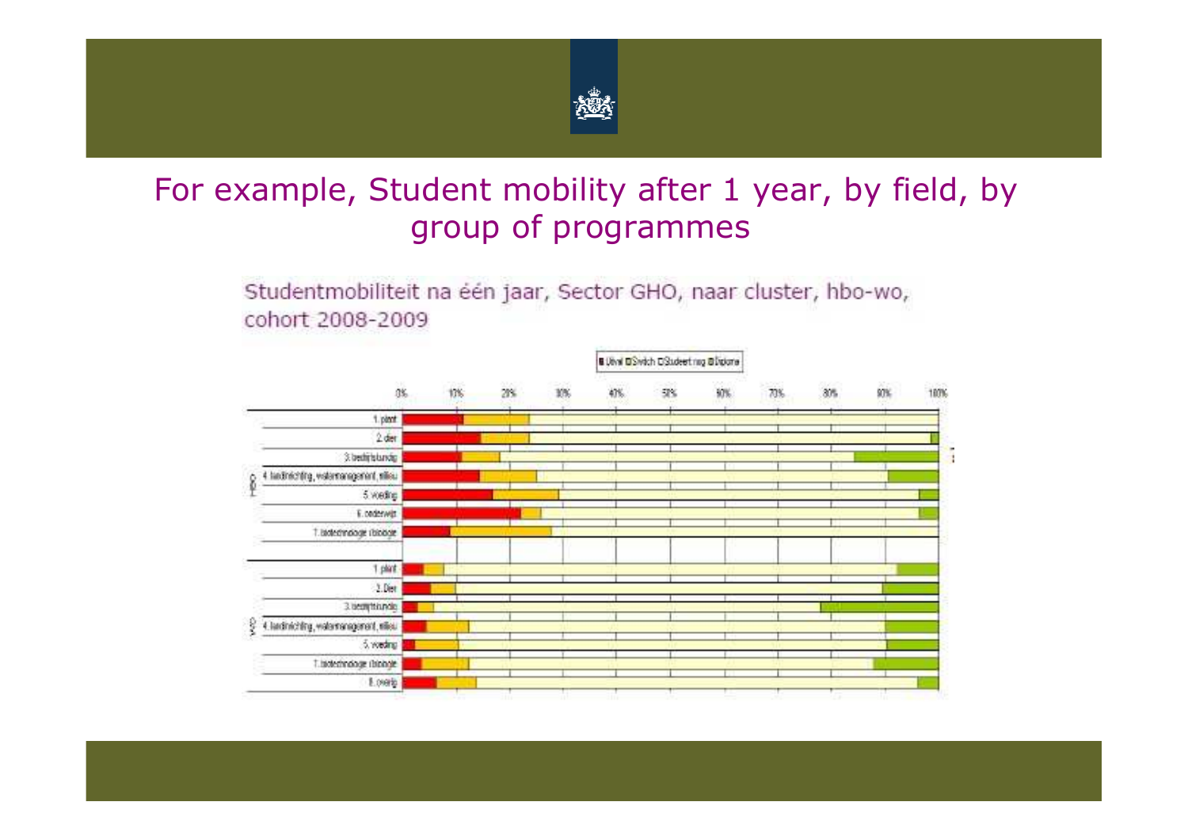# For example, Student mobility after 1 year, by field, by group of programmes

Studentmobiliteit na één jaar, Sector GHO, naar cluster, hbo-wo, cohort 2008-2009

Uitval | Switch | Studeert nog | Diploma

0% 10% 20% 30% 40% 50% 60% 70% 80% 90% 100%

HBO

1. plant
2. dier
3. bedrijfskunde
4. landinrichting, watermanagement, milieu
5. voeding
6. onderwijs
7. biotechnologie / biologie

WO

1. plant
2. Dier
3. bedrijfskunde
4. landinrichting, watermanagement, milieu
5. voeding
7. biotechnologie / biologie
8. overig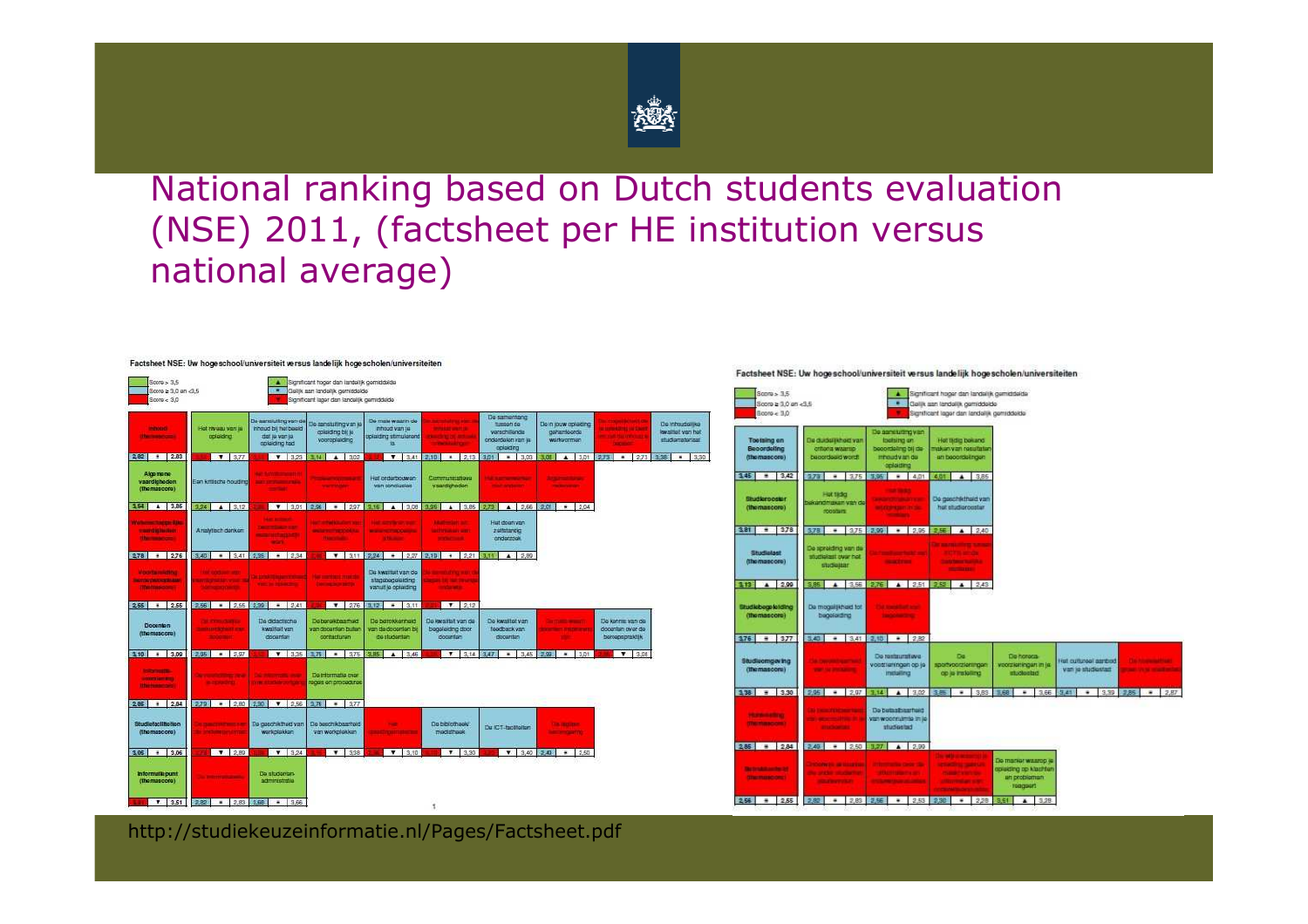# National ranking based on Dutch students evaluation (NSE) 2011, (factsheet per HE institution versus national average)

http://studiekeuzeinformatie.nl/Pages/Factsheet.pdf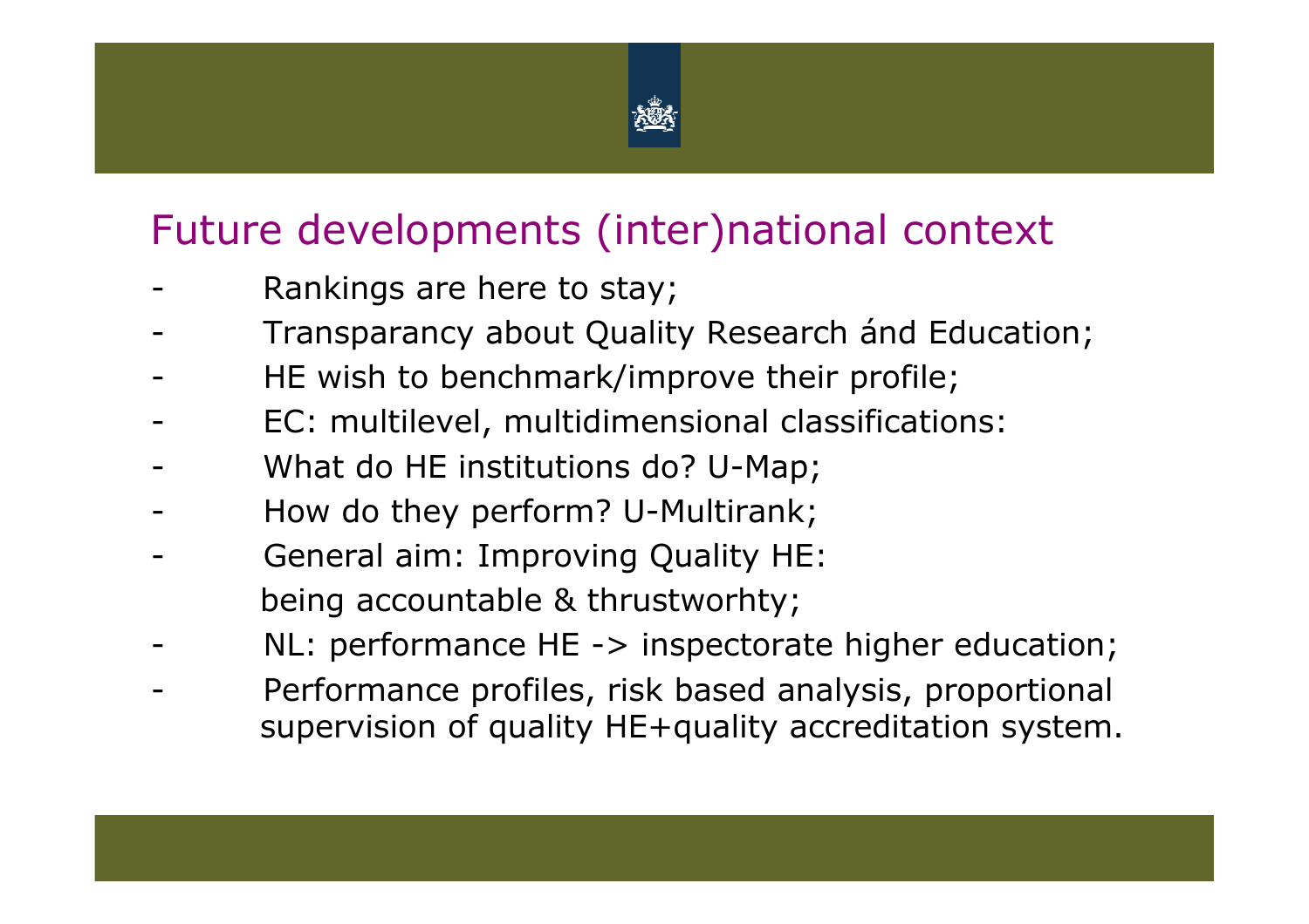## Future developments (inter)national context

- Rankings are here to stay;
- Transparancy about Quality Research ánd Education;
- HE wish to benchmark/improve their profile;
- EC: multilevel, multidimensional classifications:
- What do HE institutions do? U-Map;
- How do they perform? U-Multirank;
- General aim: Improving Quality HE:
  being accountable & thrustworhty;
- NL: performance HE -> inspectorate higher education;
- Performance profiles, risk based analysis, proportional supervision of quality HE+quality accreditation system.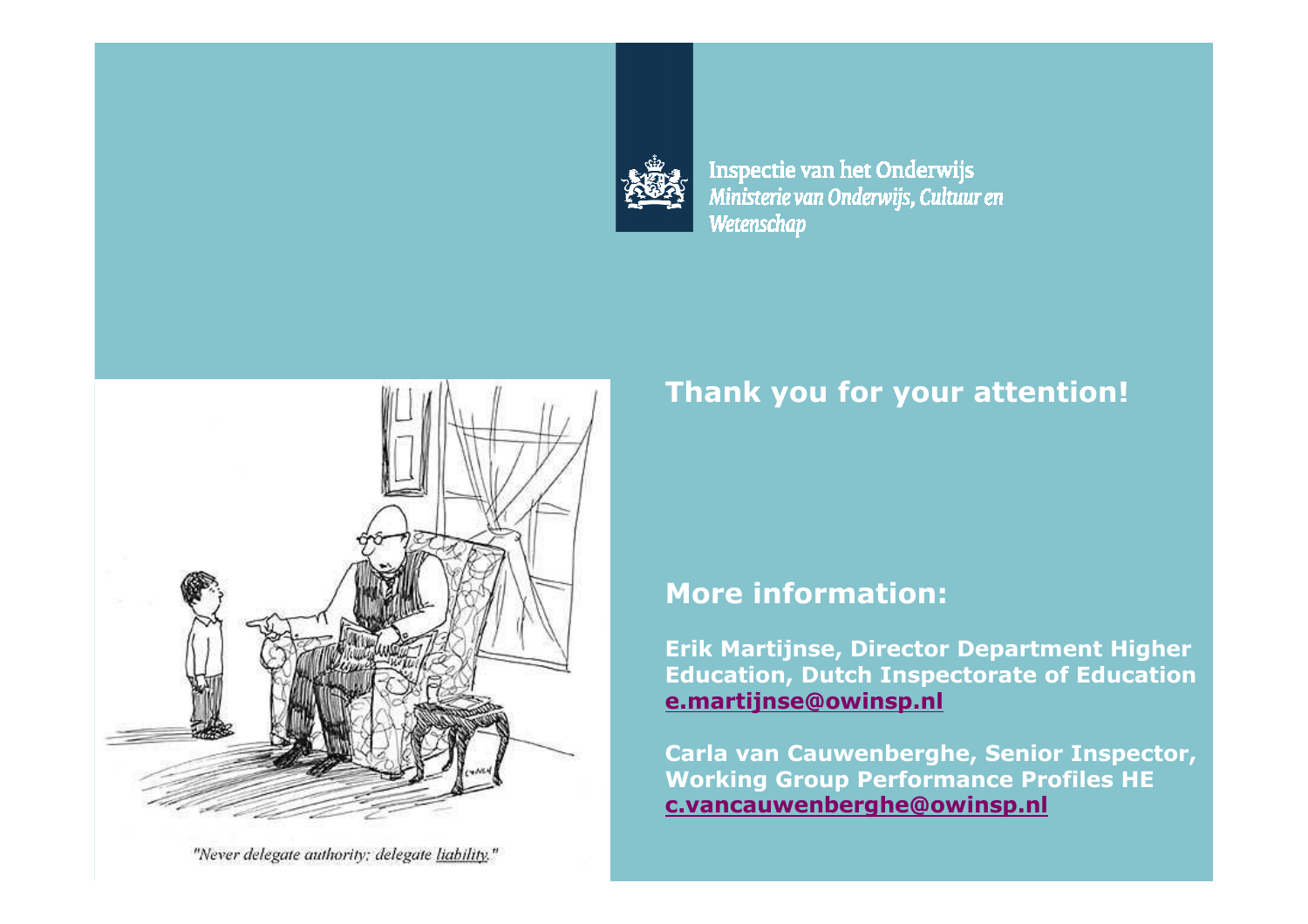Inspectie van het Onderwijs
*Ministerie van Onderwijs, Cultuur en Wetenschap*

"Never delegate authority; delegate liability."

## Thank you for your attention!

## More information:

**Erik Martijnse, Director Department Higher Education, Dutch Inspectorate of Education**
**e.martijnse@owinsp.nl**

**Carla van Cauwenberghe, Senior Inspector, Working Group Performance Profiles HE**
**c.vancauwenberghe@owinsp.nl**